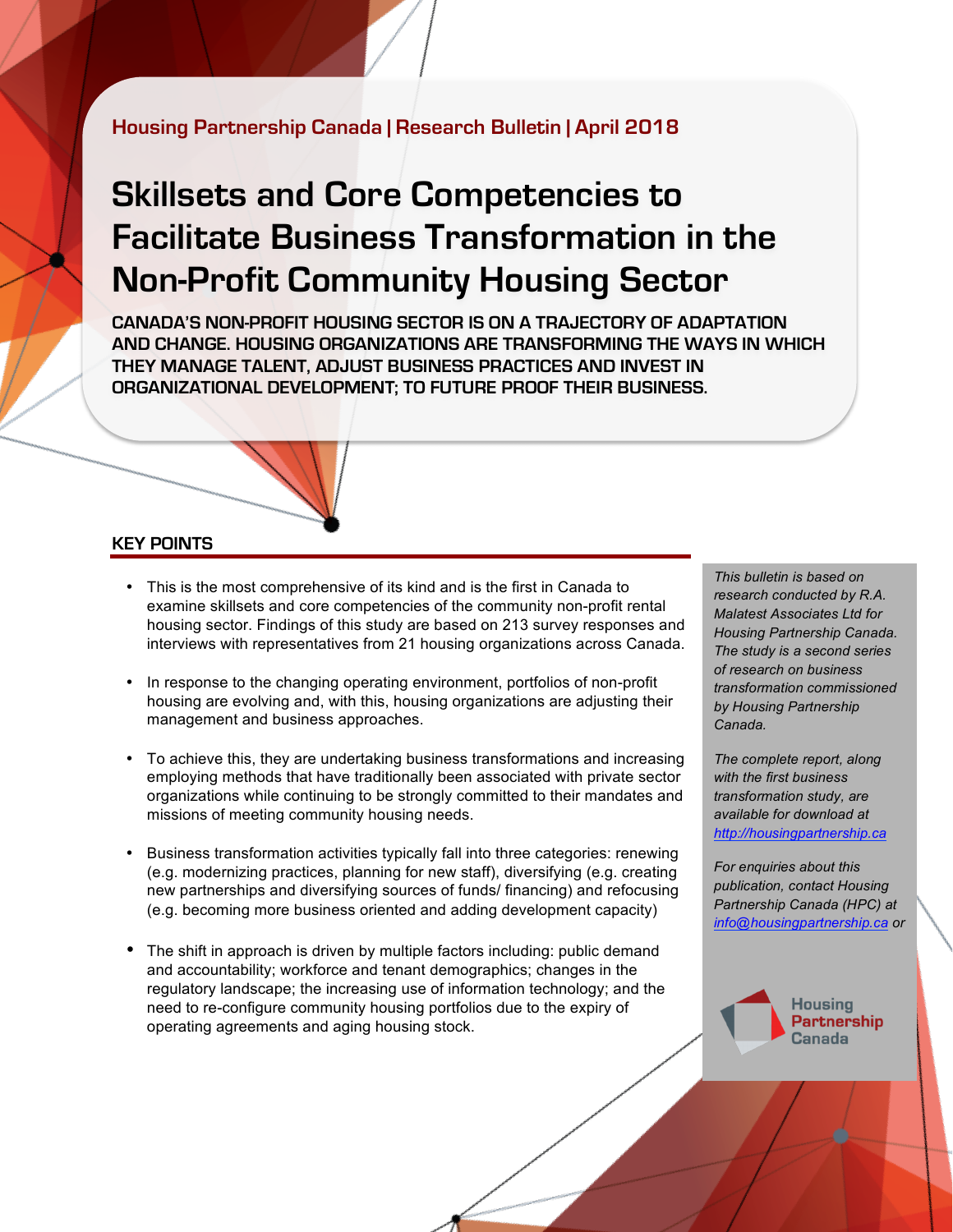Housing Partnership Canada | Research Bulletin | April 2018

# Skillsets and Core Competencies to Facilitate Business Transformation in the Non-Profit Community Housing Sector

**CANADA'S NON-PROFIT HOUSING SECTOR IS ON A TRAJECTORY OF ADAPTATION AND CHANGE. HOUSING ORGANIZATIONS ARE TRANSFORMING THE WAYS IN WHICH THEY MANAGE TALENT, ADJUST BUSINESS PRACTICES AND INVEST IN ORGANIZATIONAL DEVELOPMENT; TO FUTURE PROOF THEIR BUSINESS.**

## KEY POINTS

- This is the most comprehensive of its kind and is the first in Canada to examine skillsets and core competencies of the community non-profit rental housing sector. Findings of this study are based on 213 survey responses and interviews with representatives from 21 housing organizations across Canada.
- In response to the changing operating environment, portfolios of non-profit housing are evolving and, with this, housing organizations are adjusting their management and business approaches.
- To achieve this, they are undertaking business transformations and increasing employing methods that have traditionally been associated with private sector organizations while continuing to be strongly committed to their mandates and missions of meeting community housing needs.
- Business transformation activities typically fall into three categories: renewing (e.g. modernizing practices, planning for new staff), diversifying (e.g. creating new partnerships and diversifying sources of funds/ financing) and refocusing (e.g. becoming more business oriented and adding development capacity)
- The shift in approach is driven by multiple factors including: public demand and accountability; workforce and tenant demographics; changes in the regulatory landscape; the increasing use of information technology; and the need to re-configure community housing portfolios due to the expiry of operating agreements and aging housing stock.

*This bulletin is based on research conducted by R.A. Malatest Associates Ltd for Housing Partnership Canada. The study is a second series of research on business transformation commissioned by Housing Partnership Canada.*

*The complete report, along with the first business transformation study, are available for download at [http://housingpartnership.ca](http://housingpartnership.ca)*

*For enquiries about this publication, contact Housing Partnership Canada (HPC) at [info@housingpartnership.ca](mailto:info@housingpartnership.ca) or*

Housing Partnership Canada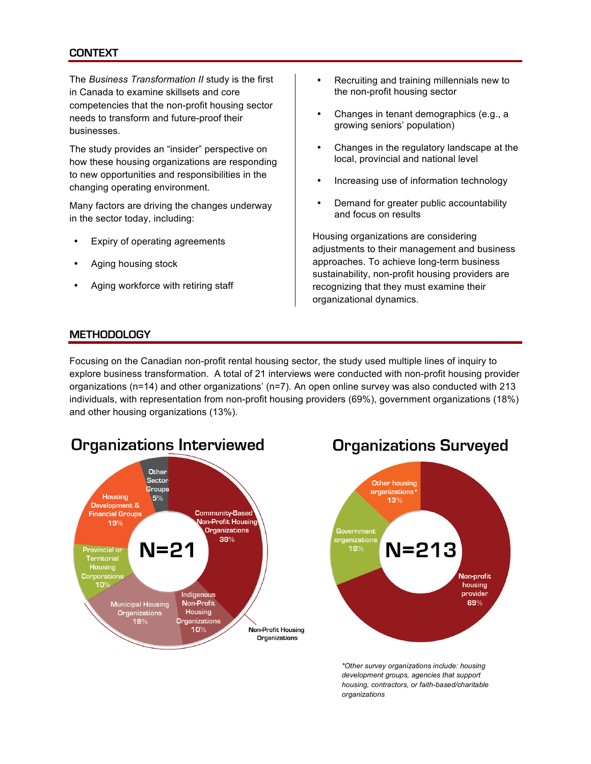## CONTEXT

The *Business Transformation II* study is the first in Canada to examine skillsets and core competencies that the non-profit housing sector needs to transform and future-proof their businesses.

The study provides an "insider" perspective on how these housing organizations are responding to new opportunities and responsibilities in the changing operating environment.

Many factors are driving the changes underway in the sector today, including:

- Expiry of operating agreements
- Aging housing stock
- Aging workforce with retiring staff
- Recruiting and training millennials new to the non-profit housing sector
- Changes in tenant demographics (e.g., a growing seniors' population)
- Changes in the regulatory landscape at the local, provincial and national level
- Increasing use of information technology
- Demand for greater public accountability and focus on results

Housing organizations are considering adjustments to their management and business approaches. To achieve long-term business sustainability, non-profit housing providers are recognizing that they must examine their organizational dynamics.

## METHODOLOGY

Focusing on the Canadian non-profit rental housing sector, the study used multiple lines of inquiry to explore business transformation. A total of 21 interviews were conducted with non-profit housing provider organizations (n=14) and other organizations' (n=7). An open online survey was also conducted with 213 individuals, with representation from non-profit housing providers (69%), government organizations (18%) and other housing organizations (13%).

### Organizations Interviewed

N=21

- Community-Based Non-Profit Housing Organizations 38%
- Indigenous Non-Profit Housing Organizations 10%
- Municipal Housing Organizations 19%
- Provincial or Territorial Housing Corporations 10%
- Housing Development & Financial Groups 19%
- Other Sector Groups 5%

Non-Profit Housing Organizations

### Organizations Surveyed

N=213

- Non-profit housing provider 69%
- Government organizations 18%
- Other housing organizations* 13%

*Other survey organizations include: housing development groups, agencies that support housing, contractors, or faith-based/charitable organizations*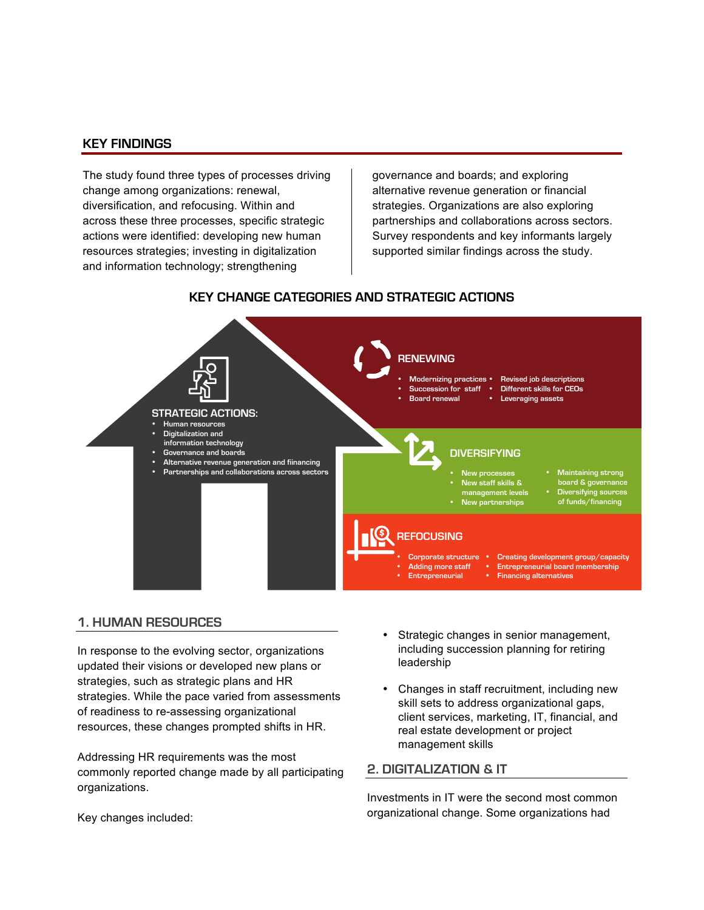## KEY FINDINGS

The study found three types of processes driving change among organizations: renewal, diversification, and refocusing. Within and across these three processes, specific strategic actions were identified: developing new human resources strategies; investing in digitalization and information technology; strengthening governance and boards; and exploring alternative revenue generation or financial strategies. Organizations are also exploring partnerships and collaborations across sectors. Survey respondents and key informants largely supported similar findings across the study.

### KEY CHANGE CATEGORIES AND STRATEGIC ACTIONS

**STRATEGIC ACTIONS:**

- Human resources
- Digitalization and information technology
- Governance and boards
- Alternative revenue generation and fiinancing
- Partnerships and collaborations across sectors

**RENEWING**

- Modernizing practices
- Succession for staff
- Board renewal
- Revised job descriptions
- Different skills for CEOs
- Leveraging assets

**DIVERSIFYING**

- New processes
- New staff skills & management levels
- New partnerships
- Maintaining strong board & governance
- Diversifying sources of funds/financing

**REFOCUSING**

- Corporate structure
- Adding more staff
- Entrepreneurial
- Creating development group/capacity
- Entrepreneurial board membership
- Financing alternatives

## 1. HUMAN RESOURCES

In response to the evolving sector, organizations updated their visions or developed new plans or strategies, such as strategic plans and HR strategies. While the pace varied from assessments of readiness to re-assessing organizational resources, these changes prompted shifts in HR.

Addressing HR requirements was the most commonly reported change made by all participating organizations.

Key changes included:

- Strategic changes in senior management, including succession planning for retiring leadership
- Changes in staff recruitment, including new skill sets to address organizational gaps, client services, marketing, IT, financial, and real estate development or project management skills

## 2. DIGITALIZATION & IT

Investments in IT were the second most common organizational change. Some organizations had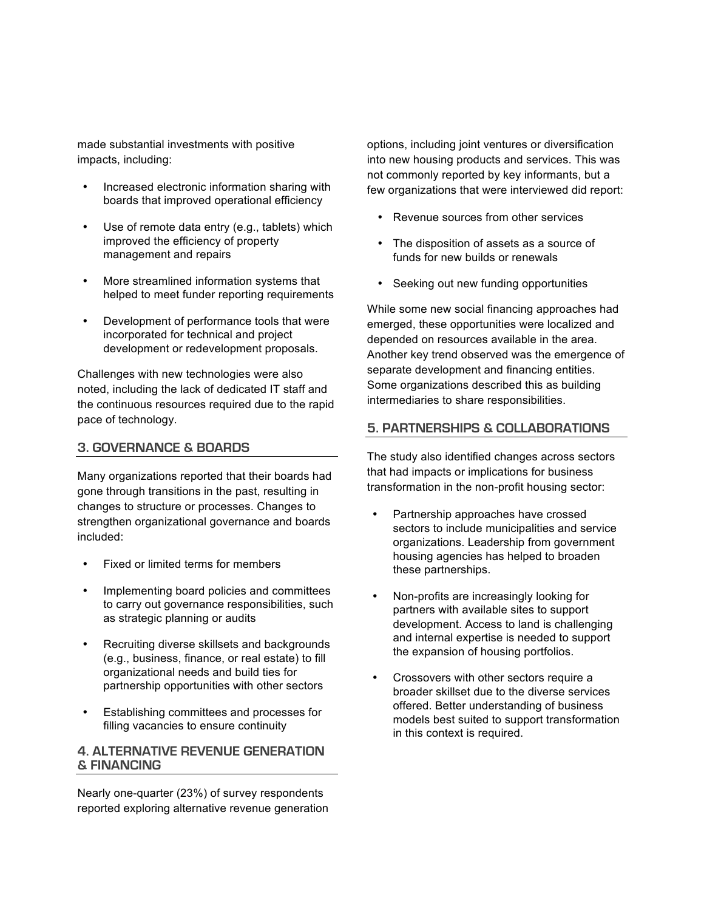made substantial investments with positive impacts, including:

- Increased electronic information sharing with boards that improved operational efficiency
- Use of remote data entry (e.g., tablets) which improved the efficiency of property management and repairs
- More streamlined information systems that helped to meet funder reporting requirements
- Development of performance tools that were incorporated for technical and project development or redevelopment proposals.

Challenges with new technologies were also noted, including the lack of dedicated IT staff and the continuous resources required due to the rapid pace of technology.

## 3. GOVERNANCE & BOARDS

Many organizations reported that their boards had gone through transitions in the past, resulting in changes to structure or processes. Changes to strengthen organizational governance and boards included:

- Fixed or limited terms for members
- Implementing board policies and committees to carry out governance responsibilities, such as strategic planning or audits
- Recruiting diverse skillsets and backgrounds (e.g., business, finance, or real estate) to fill organizational needs and build ties for partnership opportunities with other sectors
- Establishing committees and processes for filling vacancies to ensure continuity

## 4. ALTERNATIVE REVENUE GENERATION & FINANCING

Nearly one-quarter (23%) of survey respondents reported exploring alternative revenue generation options, including joint ventures or diversification into new housing products and services. This was not commonly reported by key informants, but a few organizations that were interviewed did report:

- Revenue sources from other services
- The disposition of assets as a source of funds for new builds or renewals
- Seeking out new funding opportunities

While some new social financing approaches had emerged, these opportunities were localized and depended on resources available in the area. Another key trend observed was the emergence of separate development and financing entities. Some organizations described this as building intermediaries to share responsibilities.

## 5. PARTNERSHIPS & COLLABORATIONS

The study also identified changes across sectors that had impacts or implications for business transformation in the non-profit housing sector:

- Partnership approaches have crossed sectors to include municipalities and service organizations. Leadership from government housing agencies has helped to broaden these partnerships.
- Non-profits are increasingly looking for partners with available sites to support development. Access to land is challenging and internal expertise is needed to support the expansion of housing portfolios.
- Crossovers with other sectors require a broader skillset due to the diverse services offered. Better understanding of business models best suited to support transformation in this context is required.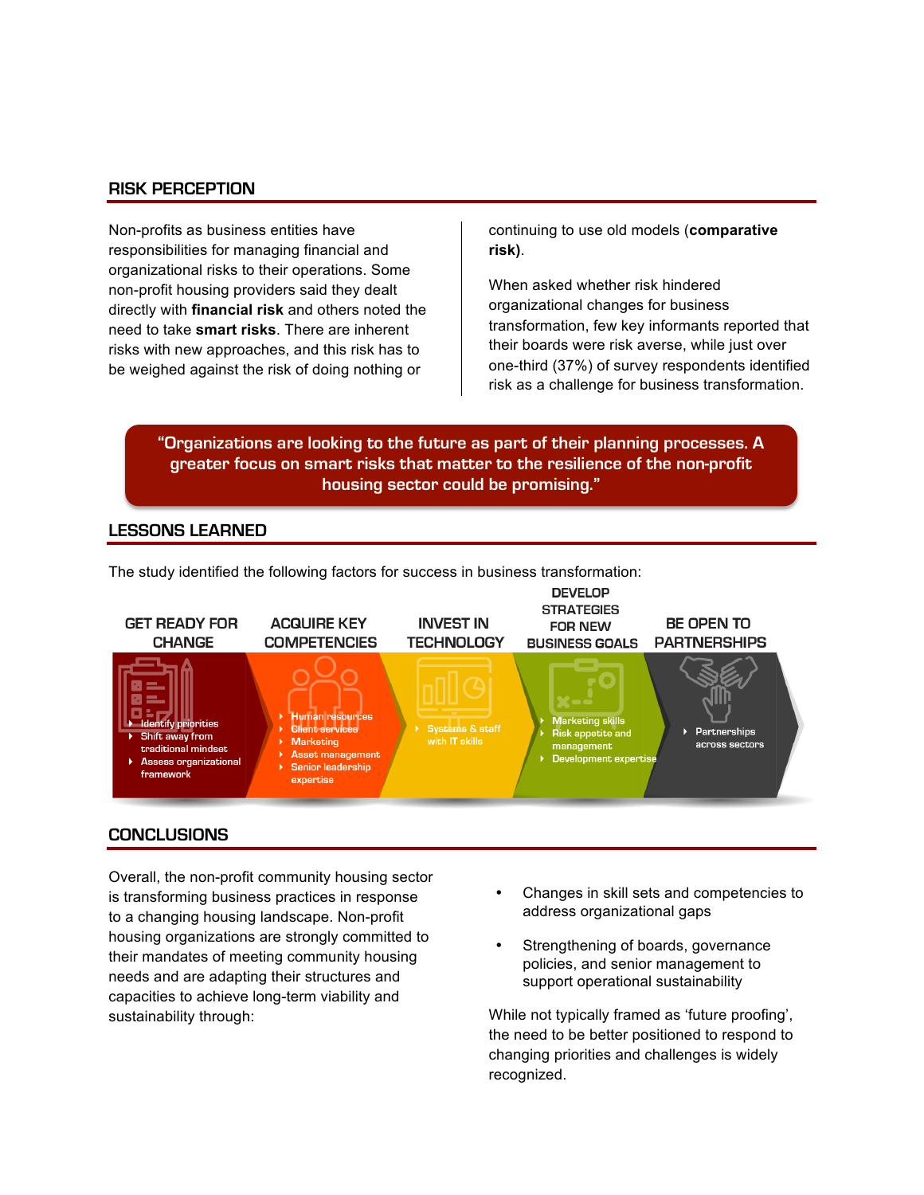## RISK PERCEPTION

Non-profits as business entities have responsibilities for managing financial and organizational risks to their operations. Some non-profit housing providers said they dealt directly with **financial risk** and others noted the need to take **smart risks**. There are inherent risks with new approaches, and this risk has to be weighed against the risk of doing nothing or continuing to use old models (**comparative risk)**.

When asked whether risk hindered organizational changes for business transformation, few key informants reported that their boards were risk averse, while just over one-third (37%) of survey respondents identified risk as a challenge for business transformation.

> **"Organizations are looking to the future as part of their planning processes. A greater focus on smart risks that matter to the resilience of the non-profit housing sector could be promising."**

## LESSONS LEARNED

The study identified the following factors for success in business transformation:

**GET READY FOR CHANGE**
- Identify priorities
- Shift away from traditional mindset
- Assess organizational framework

**ACQUIRE KEY COMPETENCIES**
- Human resources
- Client services
- Marketing
- Asset management
- Senior leadership expertise

**INVEST IN TECHNOLOGY**
- Systems & staff with IT skills

**DEVELOP STRATEGIES FOR NEW BUSINESS GOALS**
- Marketing skills
- Risk appetite and management
- Development expertise

**BE OPEN TO PARTNERSHIPS**
- Partnerships across sectors

## CONCLUSIONS

Overall, the non-profit community housing sector is transforming business practices in response to a changing housing landscape. Non-profit housing organizations are strongly committed to their mandates of meeting community housing needs and are adapting their structures and capacities to achieve long-term viability and sustainability through:

- Changes in skill sets and competencies to address organizational gaps
- Strengthening of boards, governance policies, and senior management to support operational sustainability

While not typically framed as 'future proofing', the need to be better positioned to respond to changing priorities and challenges is widely recognized.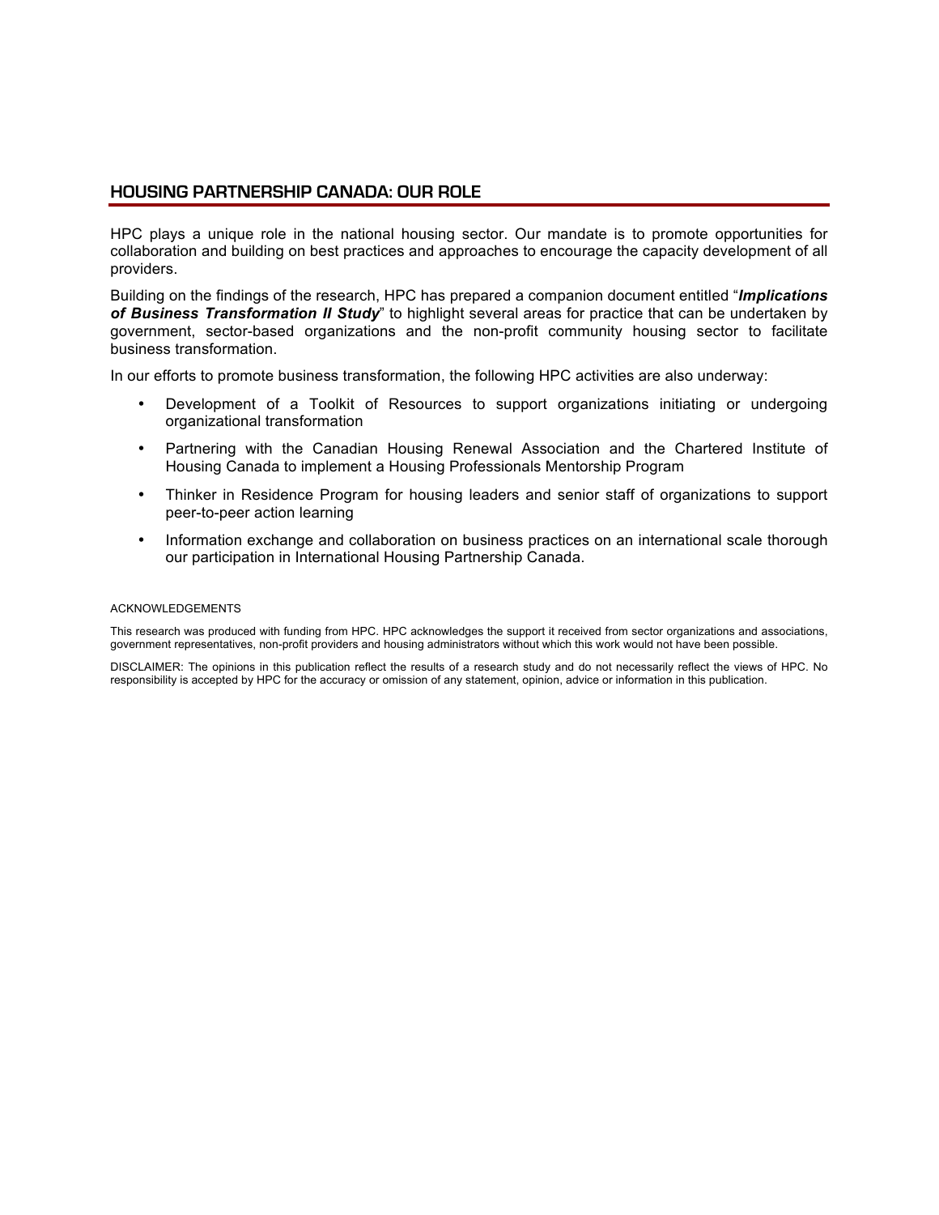## HOUSING PARTNERSHIP CANADA: OUR ROLE

HPC plays a unique role in the national housing sector. Our mandate is to promote opportunities for collaboration and building on best practices and approaches to encourage the capacity development of all providers.

Building on the findings of the research, HPC has prepared a companion document entitled "***Implications of Business Transformation II Study***" to highlight several areas for practice that can be undertaken by government, sector-based organizations and the non-profit community housing sector to facilitate business transformation.

In our efforts to promote business transformation, the following HPC activities are also underway:

- Development of a Toolkit of Resources to support organizations initiating or undergoing organizational transformation
- Partnering with the Canadian Housing Renewal Association and the Chartered Institute of Housing Canada to implement a Housing Professionals Mentorship Program
- Thinker in Residence Program for housing leaders and senior staff of organizations to support peer-to-peer action learning
- Information exchange and collaboration on business practices on an international scale thorough our participation in International Housing Partnership Canada.

ACKNOWLEDGEMENTS

This research was produced with funding from HPC. HPC acknowledges the support it received from sector organizations and associations, government representatives, non-profit providers and housing administrators without which this work would not have been possible.

DISCLAIMER: The opinions in this publication reflect the results of a research study and do not necessarily reflect the views of HPC. No responsibility is accepted by HPC for the accuracy or omission of any statement, opinion, advice or information in this publication.